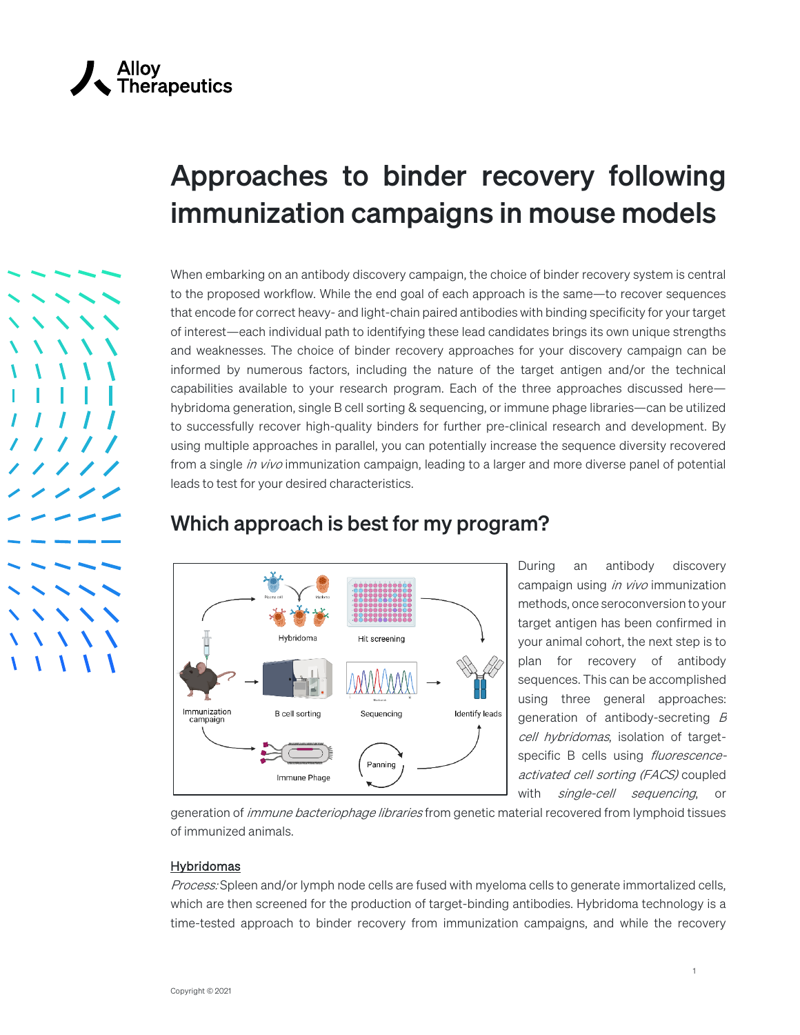# Approaches to binder recovery following immunization campaigns in mouse models

When embarking on an antibody discovery campaign, the choice of binder recovery system is central to the proposed workflow. While the end goal of each approach is the same—to recover sequences that encode for correct heavy- and light-chain paired antibodies with binding specificity for your target of interest—each individual path to identifying these lead candidates brings its own unique strengths and weaknesses. The choice of binder recovery approaches for your discovery campaign can be informed by numerous factors, including the nature of the target antigen and/or the technical capabilities available to your research program. Each of the three approaches discussed here—hybridoma generation, single B cell sorting & sequencing, or immune phage libraries—can be utilized to successfully recover high-quality binders for further pre-clinical research and development. By using multiple approaches in parallel, you can potentially increase the sequence diversity recovered from a single *in vivo* immunization campaign, leading to a larger and more diverse panel of potential leads to test for your desired characteristics.

## Which approach is best for my program?

Hybridoma

Hit screening

Immunization campaign

B cell sorting

Sequencing

Identify leads

Immune Phage

Panning

During an antibody discovery campaign using *in vivo* immunization methods, once seroconversion to your target antigen has been confirmed in your animal cohort, the next step is to plan for recovery of antibody sequences. This can be accomplished using three general approaches: generation of antibody-secreting *B cell hybridomas*, isolation of target-specific B cells using *fluorescence-activated cell sorting (FACS)* coupled with *single-cell sequencing*, or generation of *immune bacteriophage libraries* from genetic material recovered from lymphoid tissues of immunized animals.

### Hybridomas

*Process:* Spleen and/or lymph node cells are fused with myeloma cells to generate immortalized cells, which are then screened for the production of target-binding antibodies. Hybridoma technology is a time-tested approach to binder recovery from immunization campaigns, and while the recovery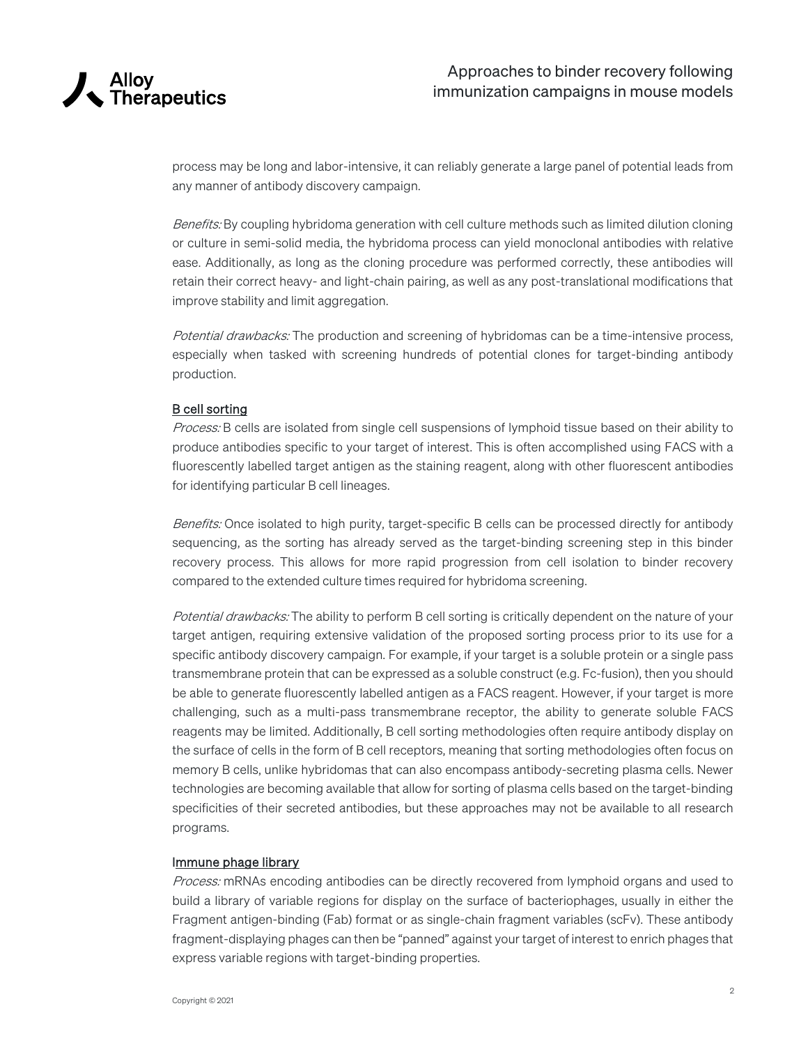process may be long and labor-intensive, it can reliably generate a large panel of potential leads from any manner of antibody discovery campaign.

*Benefits:* By coupling hybridoma generation with cell culture methods such as limited dilution cloning or culture in semi-solid media, the hybridoma process can yield monoclonal antibodies with relative ease. Additionally, as long as the cloning procedure was performed correctly, these antibodies will retain their correct heavy- and light-chain pairing, as well as any post-translational modifications that improve stability and limit aggregation.

*Potential drawbacks:* The production and screening of hybridomas can be a time-intensive process, especially when tasked with screening hundreds of potential clones for target-binding antibody production.

### B cell sorting

*Process:* B cells are isolated from single cell suspensions of lymphoid tissue based on their ability to produce antibodies specific to your target of interest. This is often accomplished using FACS with a fluorescently labelled target antigen as the staining reagent, along with other fluorescent antibodies for identifying particular B cell lineages.

*Benefits:* Once isolated to high purity, target-specific B cells can be processed directly for antibody sequencing, as the sorting has already served as the target-binding screening step in this binder recovery process. This allows for more rapid progression from cell isolation to binder recovery compared to the extended culture times required for hybridoma screening.

*Potential drawbacks:* The ability to perform B cell sorting is critically dependent on the nature of your target antigen, requiring extensive validation of the proposed sorting process prior to its use for a specific antibody discovery campaign. For example, if your target is a soluble protein or a single pass transmembrane protein that can be expressed as a soluble construct (e.g. Fc-fusion), then you should be able to generate fluorescently labelled antigen as a FACS reagent. However, if your target is more challenging, such as a multi-pass transmembrane receptor, the ability to generate soluble FACS reagents may be limited. Additionally, B cell sorting methodologies often require antibody display on the surface of cells in the form of B cell receptors, meaning that sorting methodologies often focus on memory B cells, unlike hybridomas that can also encompass antibody-secreting plasma cells. Newer technologies are becoming available that allow for sorting of plasma cells based on the target-binding specificities of their secreted antibodies, but these approaches may not be available to all research programs.

### Immune phage library

*Process:* mRNAs encoding antibodies can be directly recovered from lymphoid organs and used to build a library of variable regions for display on the surface of bacteriophages, usually in either the Fragment antigen-binding (Fab) format or as single-chain fragment variables (scFv). These antibody fragment-displaying phages can then be "panned" against your target of interest to enrich phages that express variable regions with target-binding properties.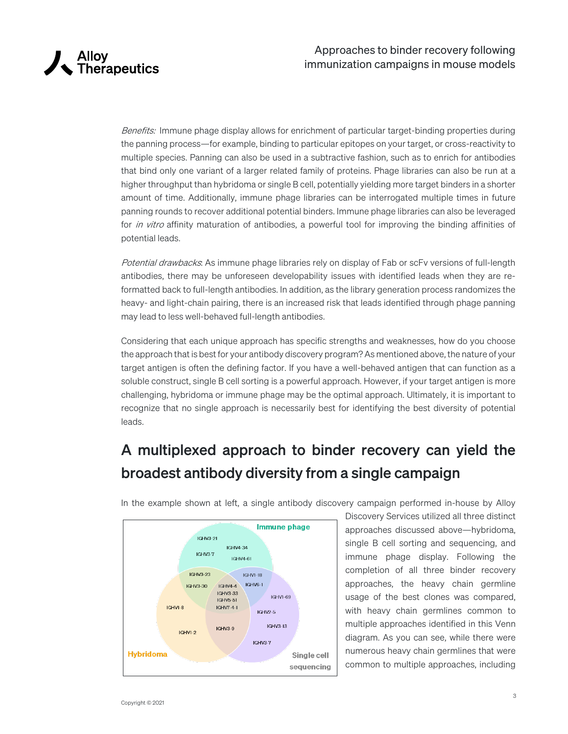*Benefits:* Immune phage display allows for enrichment of particular target-binding properties during the panning process—for example, binding to particular epitopes on your target, or cross-reactivity to multiple species. Panning can also be used in a subtractive fashion, such as to enrich for antibodies that bind only one variant of a larger related family of proteins. Phage libraries can also be run at a higher throughput than hybridoma or single B cell, potentially yielding more target binders in a shorter amount of time. Additionally, immune phage libraries can be interrogated multiple times in future panning rounds to recover additional potential binders. Immune phage libraries can also be leveraged for *in vitro* affinity maturation of antibodies, a powerful tool for improving the binding affinities of potential leads.

*Potential drawbacks*: As immune phage libraries rely on display of Fab or scFv versions of full-length antibodies, there may be unforeseen developability issues with identified leads when they are re-formatted back to full-length antibodies. In addition, as the library generation process randomizes the heavy- and light-chain pairing, there is an increased risk that leads identified through phage panning may lead to less well-behaved full-length antibodies.

Considering that each unique approach has specific strengths and weaknesses, how do you choose the approach that is best for your antibody discovery program? As mentioned above, the nature of your target antigen is often the defining factor. If you have a well-behaved antigen that can function as a soluble construct, single B cell sorting is a powerful approach. However, if your target antigen is more challenging, hybridoma or immune phage may be the optimal approach. Ultimately, it is important to recognize that no single approach is necessarily best for identifying the best diversity of potential leads.

## A multiplexed approach to binder recovery can yield the broadest antibody diversity from a single campaign

In the example shown at left, a single antibody discovery campaign performed in-house by Alloy Discovery Services utilized all three distinct approaches discussed above—hybridoma, single B cell sorting and sequencing, and immune phage display. Following the completion of all three binder recovery approaches, the heavy chain germline usage of the best clones was compared, with heavy chain germlines common to multiple approaches identified in this Venn diagram. As you can see, while there were numerous heavy chain germlines that were common to multiple approaches, including

Immune phage
IGHV3-21
IGHV4-34
IGHV3-7
IGHV4-61
IGHV3-23
IGHV3-30
IGHV1-18
IGHV6-1
IGHV4-4
IGHV3-33
IGHV5-51
IGHV7-4-1
IGHV1-69
IGHV1-8
IGHV2-5
IGHV3-9
IGHV3-13
IGHV1-2
IGHV3-7
Hybridoma
Single cell sequencing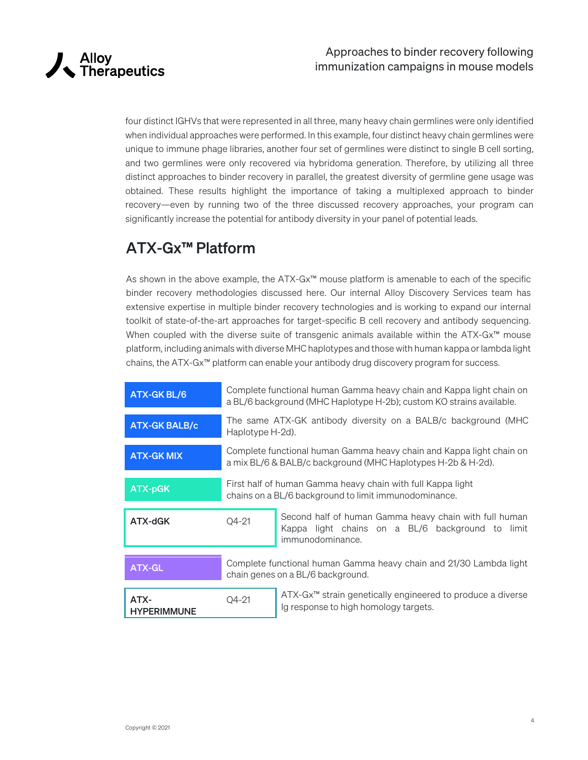four distinct IGHVs that were represented in all three, many heavy chain germlines were only identified when individual approaches were performed. In this example, four distinct heavy chain germlines were unique to immune phage libraries, another four set of germlines were distinct to single B cell sorting, and two germlines were only recovered via hybridoma generation. Therefore, by utilizing all three distinct approaches to binder recovery in parallel, the greatest diversity of germline gene usage was obtained. These results highlight the importance of taking a multiplexed approach to binder recovery—even by running two of the three discussed recovery approaches, your program can significantly increase the potential for antibody diversity in your panel of potential leads.

## ATX-Gx™ Platform

As shown in the above example, the ATX-Gx™ mouse platform is amenable to each of the specific binder recovery methodologies discussed here. Our internal Alloy Discovery Services team has extensive expertise in multiple binder recovery technologies and is working to expand our internal toolkit of state-of-the-art approaches for target-specific B cell recovery and antibody sequencing. When coupled with the diverse suite of transgenic animals available within the ATX-Gx™ mouse platform, including animals with diverse MHC haplotypes and those with human kappa or lambda light chains, the ATX-Gx™ platform can enable your antibody drug discovery program for success.

| | | |
|---|---|---|
| **ATX-GK BL/6** | | Complete functional human Gamma heavy chain and Kappa light chain on a BL/6 background (MHC Haplotype H-2b); custom KO strains available. |
| **ATX-GK BALB/c** | | The same ATX-GK antibody diversity on a BALB/c background (MHC Haplotype H-2d). |
| **ATX-GK MIX** | | Complete functional human Gamma heavy chain and Kappa light chain on a mix BL/6 & BALB/c background (MHC Haplotypes H-2b & H-2d). |
| **ATX-pGK** | | First half of human Gamma heavy chain with full Kappa light chains on a BL/6 background to limit immunodominance. |
| **ATX-dGK** | Q4-21 | Second half of human Gamma heavy chain with full human Kappa light chains on a BL/6 background to limit immunodominance. |
| **ATX-GL** | | Complete functional human Gamma heavy chain and 21/30 Lambda light chain genes on a BL/6 background. |
| **ATX-HYPERIMMUNE** | Q4-21 | ATX-Gx™ strain genetically engineered to produce a diverse Ig response to high homology targets. |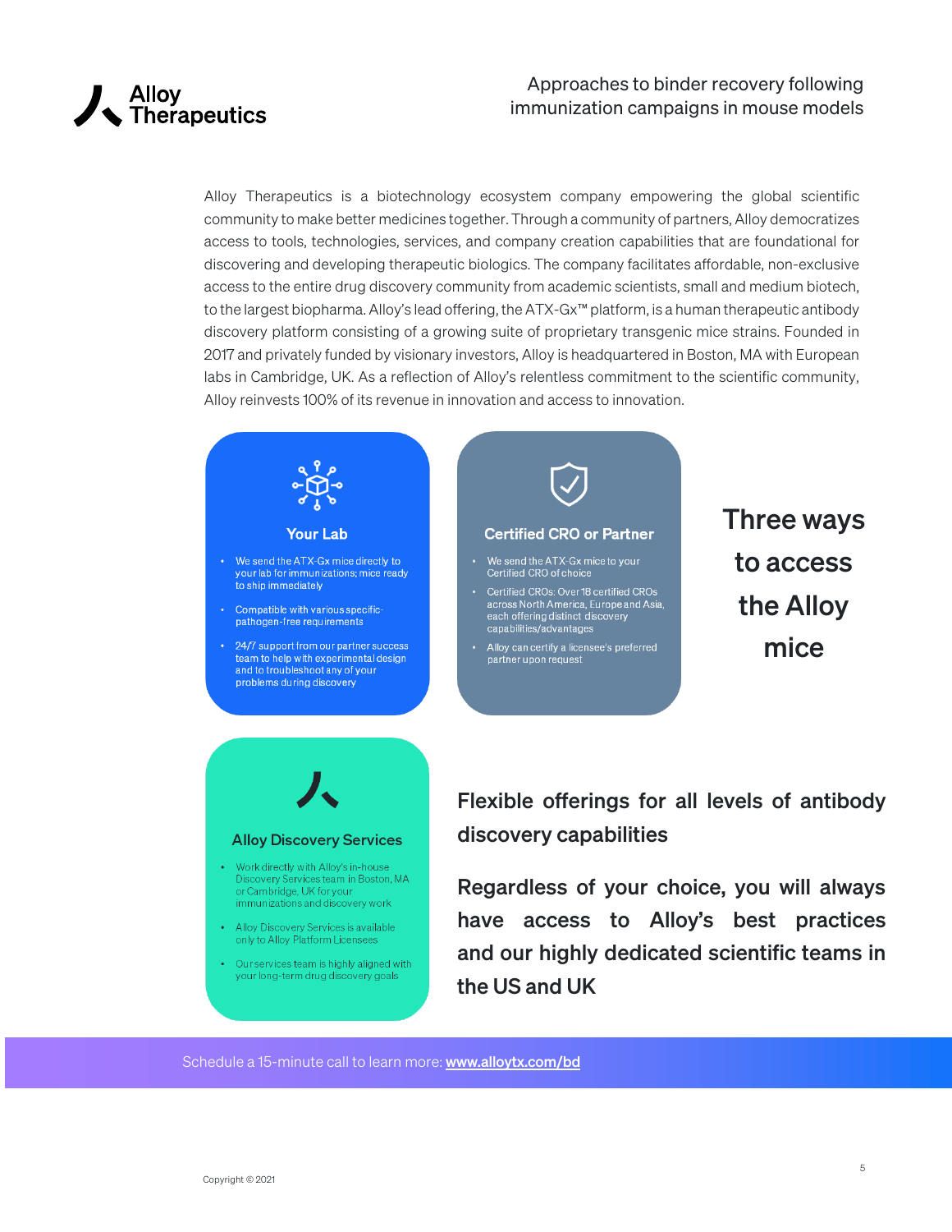Alloy Therapeutics is a biotechnology ecosystem company empowering the global scientific community to make better medicines together. Through a community of partners, Alloy democratizes access to tools, technologies, services, and company creation capabilities that are foundational for discovering and developing therapeutic biologics. The company facilitates affordable, non-exclusive access to the entire drug discovery community from academic scientists, small and medium biotech, to the largest biopharma. Alloy's lead offering, the ATX-Gx™ platform, is a human therapeutic antibody discovery platform consisting of a growing suite of proprietary transgenic mice strains. Founded in 2017 and privately funded by visionary investors, Alloy is headquartered in Boston, MA with European labs in Cambridge, UK. As a reflection of Alloy's relentless commitment to the scientific community, Alloy reinvests 100% of its revenue in innovation and access to innovation.

## Three ways to access the Alloy mice

### Your Lab

- We send the ATX-Gx mice directly to your lab for immunizations; mice ready to ship immediately
- Compatible with various specific-pathogen-free requirements
- 24/7 support from our partner success team to help with experimental design and to troubleshoot any of your problems during discovery

### Certified CRO or Partner

- We send the ATX-Gx mice to your Certified CRO of choice
- Certified CROs: Over 18 certified CROs across North America, Europe and Asia, each offering distinct discovery capabilities/advantages
- Alloy can certify a licensee's preferred partner upon request

### Alloy Discovery Services

- Work directly with Alloy's in-house Discovery Services team in Boston, MA or Cambridge, UK for your immunizations and discovery work
- Alloy Discovery Services is available only to Alloy Platform Licensees
- Our services team is highly aligned with your long-term drug discovery goals

**Flexible offerings for all levels of antibody discovery capabilities**

**Regardless of your choice, you will always have access to Alloy's best practices and our highly dedicated scientific teams in the US and UK**

Schedule a 15-minute call to learn more: [www.alloytx.com/bd](www.alloytx.com/bd)

Copyright © 2021